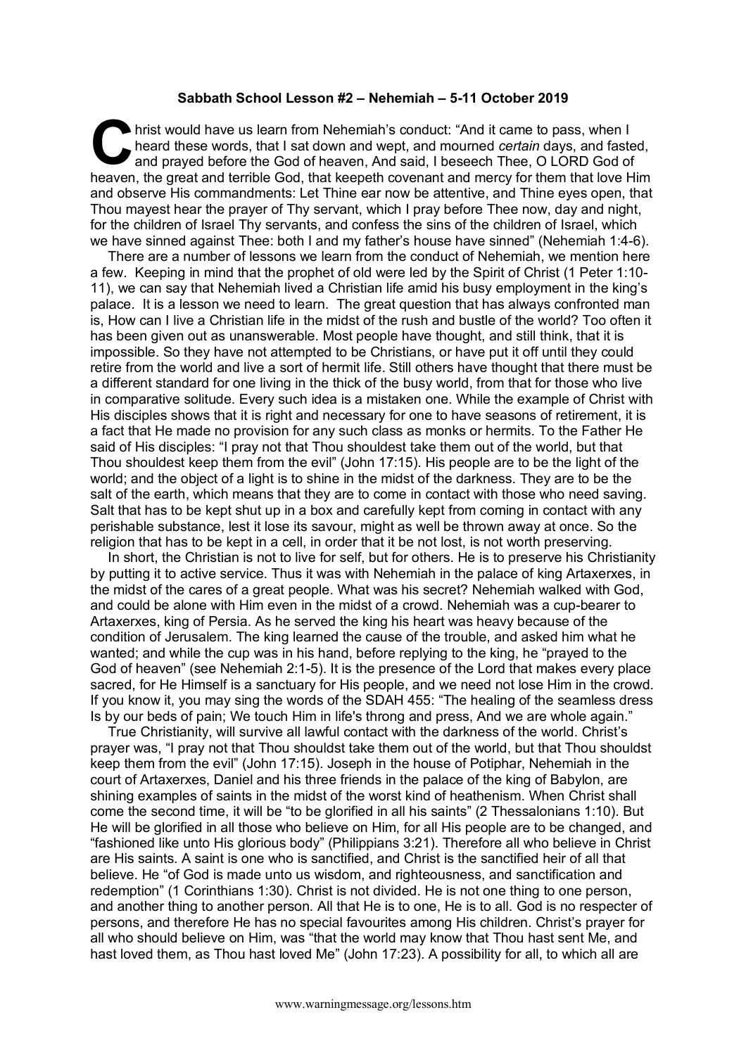**Sabbath School Lesson #2 – Nehemiah – 5-11 October 2019**

Christ would have us learn from Nehemiah's conduct: "And it came to pass, when I heard these words, that I sat down and wept, and mourned *certain* days, and fasted, and prayed before the God of heaven, And said, I beseech Thee, O LORD God of heaven, the great and terrible God, that keepeth covenant and mercy for them that love Him and observe His commandments: Let Thine ear now be attentive, and Thine eyes open, that Thou mayest hear the prayer of Thy servant, which I pray before Thee now, day and night, for the children of Israel Thy servants, and confess the sins of the children of Israel, which we have sinned against Thee: both I and my father's house have sinned" (Nehemiah 1:4-6).

There are a number of lessons we learn from the conduct of Nehemiah, we mention here a few. Keeping in mind that the prophet of old were led by the Spirit of Christ (1 Peter 1:10-11), we can say that Nehemiah lived a Christian life amid his busy employment in the king's palace. It is a lesson we need to learn. The great question that has always confronted man is, How can I live a Christian life in the midst of the rush and bustle of the world? Too often it has been given out as unanswerable. Most people have thought, and still think, that it is impossible. So they have not attempted to be Christians, or have put it off until they could retire from the world and live a sort of hermit life. Still others have thought that there must be a different standard for one living in the thick of the busy world, from that for those who live in comparative solitude. Every such idea is a mistaken one. While the example of Christ with His disciples shows that it is right and necessary for one to have seasons of retirement, it is a fact that He made no provision for any such class as monks or hermits. To the Father He said of His disciples: "I pray not that Thou shouldest take them out of the world, but that Thou shouldest keep them from the evil" (John 17:15). His people are to be the light of the world; and the object of a light is to shine in the midst of the darkness. They are to be the salt of the earth, which means that they are to come in contact with those who need saving. Salt that has to be kept shut up in a box and carefully kept from coming in contact with any perishable substance, lest it lose its savour, might as well be thrown away at once. So the religion that has to be kept in a cell, in order that it be not lost, is not worth preserving.

In short, the Christian is not to live for self, but for others. He is to preserve his Christianity by putting it to active service. Thus it was with Nehemiah in the palace of king Artaxerxes, in the midst of the cares of a great people. What was his secret? Nehemiah walked with God, and could be alone with Him even in the midst of a crowd. Nehemiah was a cup-bearer to Artaxerxes, king of Persia. As he served the king his heart was heavy because of the condition of Jerusalem. The king learned the cause of the trouble, and asked him what he wanted; and while the cup was in his hand, before replying to the king, he "prayed to the God of heaven" (see Nehemiah 2:1-5). It is the presence of the Lord that makes every place sacred, for He Himself is a sanctuary for His people, and we need not lose Him in the crowd. If you know it, you may sing the words of the SDAH 455: "The healing of the seamless dress Is by our beds of pain; We touch Him in life's throng and press, And we are whole again."

True Christianity, will survive all lawful contact with the darkness of the world. Christ's prayer was, "I pray not that Thou shouldst take them out of the world, but that Thou shouldst keep them from the evil" (John 17:15). Joseph in the house of Potiphar, Nehemiah in the court of Artaxerxes, Daniel and his three friends in the palace of the king of Babylon, are shining examples of saints in the midst of the worst kind of heathenism. When Christ shall come the second time, it will be "to be glorified in all his saints" (2 Thessalonians 1:10). But He will be glorified in all those who believe on Him, for all His people are to be changed, and "fashioned like unto His glorious body" (Philippians 3:21). Therefore all who believe in Christ are His saints. A saint is one who is sanctified, and Christ is the sanctified heir of all that believe. He "of God is made unto us wisdom, and righteousness, and sanctification and redemption" (1 Corinthians 1:30). Christ is not divided. He is not one thing to one person, and another thing to another person. All that He is to one, He is to all. God is no respecter of persons, and therefore He has no special favourites among His children. Christ's prayer for all who should believe on Him, was "that the world may know that Thou hast sent Me, and hast loved them, as Thou hast loved Me" (John 17:23). A possibility for all, to which all are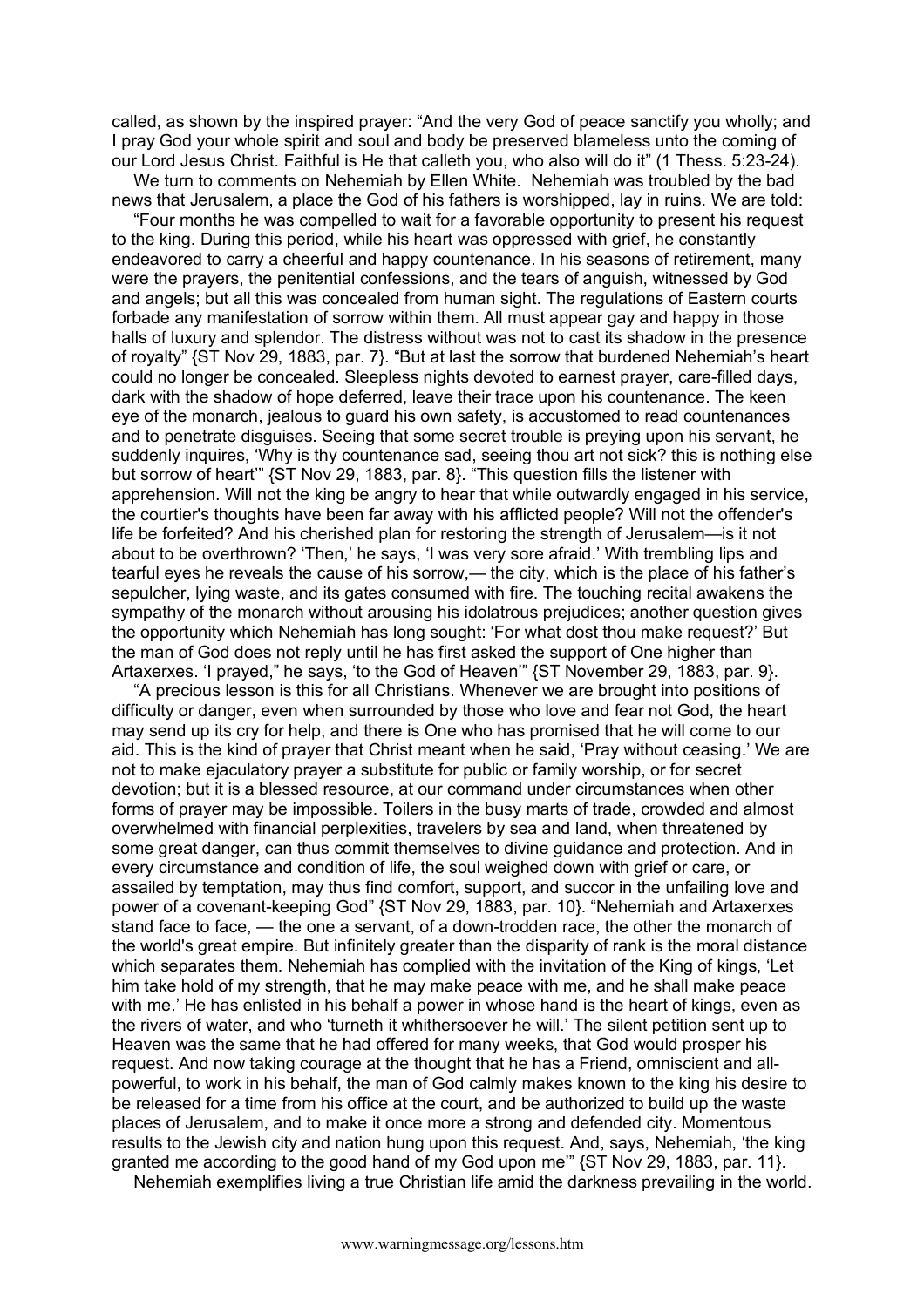called, as shown by the inspired prayer: "And the very God of peace sanctify you wholly; and I pray God your whole spirit and soul and body be preserved blameless unto the coming of our Lord Jesus Christ. Faithful is He that calleth you, who also will do it" (1 Thess. 5:23-24).

We turn to comments on Nehemiah by Ellen White. Nehemiah was troubled by the bad news that Jerusalem, a place the God of his fathers is worshipped, lay in ruins. We are told:

"Four months he was compelled to wait for a favorable opportunity to present his request to the king. During this period, while his heart was oppressed with grief, he constantly endeavored to carry a cheerful and happy countenance. In his seasons of retirement, many were the prayers, the penitential confessions, and the tears of anguish, witnessed by God and angels; but all this was concealed from human sight. The regulations of Eastern courts forbade any manifestation of sorrow within them. All must appear gay and happy in those halls of luxury and splendor. The distress without was not to cast its shadow in the presence of royalty" {ST Nov 29, 1883, par. 7}. "But at last the sorrow that burdened Nehemiah's heart could no longer be concealed. Sleepless nights devoted to earnest prayer, care-filled days, dark with the shadow of hope deferred, leave their trace upon his countenance. The keen eye of the monarch, jealous to guard his own safety, is accustomed to read countenances and to penetrate disguises. Seeing that some secret trouble is preying upon his servant, he suddenly inquires, 'Why is thy countenance sad, seeing thou art not sick? this is nothing else but sorrow of heart'" {ST Nov 29, 1883, par. 8}. "This question fills the listener with apprehension. Will not the king be angry to hear that while outwardly engaged in his service, the courtier's thoughts have been far away with his afflicted people? Will not the offender's life be forfeited? And his cherished plan for restoring the strength of Jerusalem—is it not about to be overthrown? 'Then,' he says, 'I was very sore afraid.' With trembling lips and tearful eyes he reveals the cause of his sorrow,— the city, which is the place of his father's sepulcher, lying waste, and its gates consumed with fire. The touching recital awakens the sympathy of the monarch without arousing his idolatrous prejudices; another question gives the opportunity which Nehemiah has long sought: 'For what dost thou make request?' But the man of God does not reply until he has first asked the support of One higher than Artaxerxes. 'I prayed," he says, 'to the God of Heaven'" {ST November 29, 1883, par. 9}.

"A precious lesson is this for all Christians. Whenever we are brought into positions of difficulty or danger, even when surrounded by those who love and fear not God, the heart may send up its cry for help, and there is One who has promised that he will come to our aid. This is the kind of prayer that Christ meant when he said, 'Pray without ceasing.' We are not to make ejaculatory prayer a substitute for public or family worship, or for secret devotion; but it is a blessed resource, at our command under circumstances when other forms of prayer may be impossible. Toilers in the busy marts of trade, crowded and almost overwhelmed with financial perplexities, travelers by sea and land, when threatened by some great danger, can thus commit themselves to divine guidance and protection. And in every circumstance and condition of life, the soul weighed down with grief or care, or assailed by temptation, may thus find comfort, support, and succor in the unfailing love and power of a covenant-keeping God" {ST Nov 29, 1883, par. 10}. "Nehemiah and Artaxerxes stand face to face, — the one a servant, of a down-trodden race, the other the monarch of the world's great empire. But infinitely greater than the disparity of rank is the moral distance which separates them. Nehemiah has complied with the invitation of the King of kings, 'Let him take hold of my strength, that he may make peace with me, and he shall make peace with me.' He has enlisted in his behalf a power in whose hand is the heart of kings, even as the rivers of water, and who 'turneth it whithersoever he will.' The silent petition sent up to Heaven was the same that he had offered for many weeks, that God would prosper his request. And now taking courage at the thought that he has a Friend, omniscient and all-powerful, to work in his behalf, the man of God calmly makes known to the king his desire to be released for a time from his office at the court, and be authorized to build up the waste places of Jerusalem, and to make it once more a strong and defended city. Momentous results to the Jewish city and nation hung upon this request. And, says, Nehemiah, 'the king granted me according to the good hand of my God upon me'" {ST Nov 29, 1883, par. 11}.

Nehemiah exemplifies living a true Christian life amid the darkness prevailing in the world.